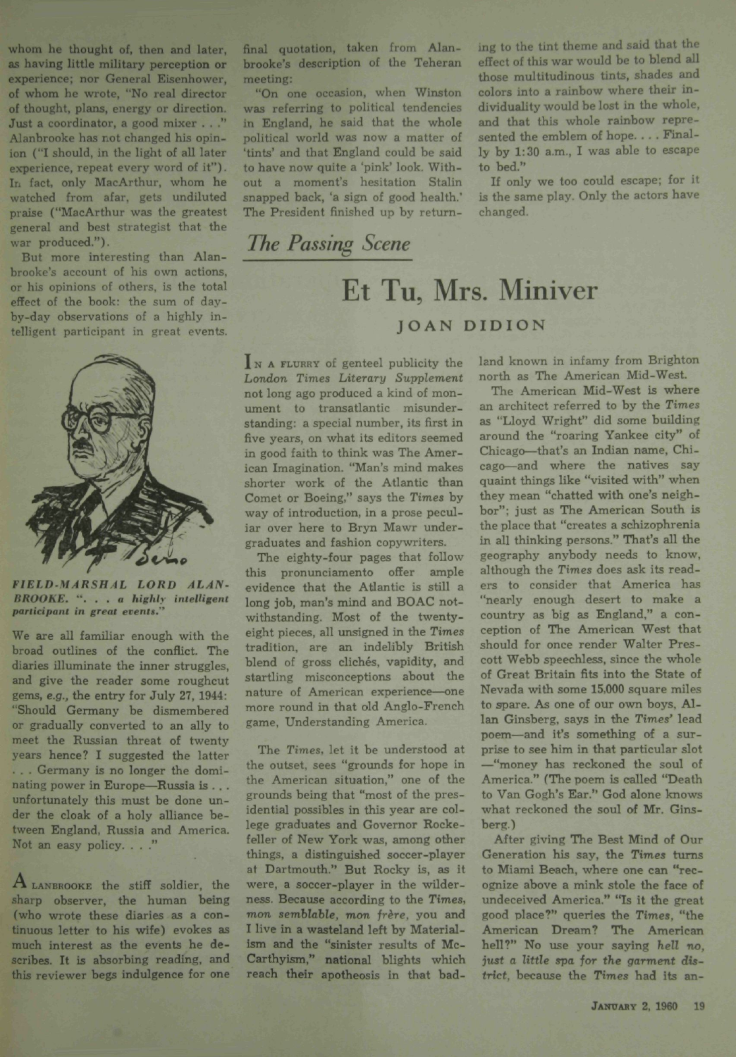whom he thought of, then and later, as having little military perception or experience; nor General Eisenhower, of whom he wrote, "No real director of thought, plans, energy or direction. Just a coordinator, a good mixer . . ." Alanbrooke has not changed his opinion ("I should, in the light of all later experience, repeat every word of it"). In fact, only MacArthur, whom he watched from afar, gets undiluted praise ("MacArthur was the greatest general and best strategist that the war produced.").

But more interesting than Alanbrooke's account of his own actions, or his opinions of others, is the total effect of the book: the sum of day-by-day observations of a highly intelligent participant in great events.

*FIELD-MARSHAL LORD ALANBROOKE. ". . . a highly intelligent participant in great events."*

We are all familiar enough with the broad outlines of the conflict. The diaries illuminate the inner struggles, and give the reader some roughcut gems, *e.g.*, the entry for July 27, 1944: "Should Germany be dismembered or gradually converted to an ally to meet the Russian threat of twenty years hence? I suggested the latter . . . Germany is no longer the dominating power in Europe—Russia is . . . unfortunately this must be done under the cloak of a holy alliance between England, Russia and America. Not an easy policy. . . ."

Alanbrooke the stiff soldier, the sharp observer, the human being (who wrote these diaries as a continuous letter to his wife) evokes as much interest as the events he describes. It is absorbing reading, and this reviewer begs indulgence for one final quotation, taken from Alanbrooke's description of the Teheran meeting:

"On one occasion, when Winston was referring to political tendencies in England, he said that the whole political world was now a matter of 'tints' and that England could be said to have now quite a 'pink' look. Without a moment's hesitation Stalin snapped back, 'a sign of good health.' The President finished up by returning to the tint theme and said that the effect of this war would be to blend all those multitudinous tints, shades and colors into a rainbow where their individuality would be lost in the whole, and that this whole rainbow represented the emblem of hope. . . . Finally by 1:30 a.m., I was able to escape to bed."

If only we too could escape; for it is the same play. Only the actors have changed.

## *The Passing Scene*

# Et Tu, Mrs. Miniver

### JOAN DIDION

In a flurry of genteel publicity the *London Times Literary Supplement* not long ago produced a kind of monument to transatlantic misunderstanding: a special number, its first in five years, on what its editors seemed in good faith to think was The American Imagination. "Man's mind makes shorter work of the Atlantic than Comet or Boeing," says the *Times* by way of introduction, in a prose peculiar over here to Bryn Mawr undergraduates and fashion copywriters.

The eighty-four pages that follow this pronunciamento offer ample evidence that the Atlantic is still a long job, man's mind and BOAC notwithstanding. Most of the twenty-eight pieces, all unsigned in the *Times* tradition, are an indelibly British blend of gross clichés, vapidity, and startling misconceptions about the nature of American experience—one more round in that old Anglo-French game, Understanding America.

The *Times*, let it be understood at the outset, sees "grounds for hope in the American situation," one of the grounds being that "most of the presidential possibles in this year are college graduates and Governor Rockefeller of New York was, among other things, a distinguished soccer-player at Dartmouth." But Rocky is, as it were, a soccer-player in the wilderness. Because according to the *Times*, *mon semblable, mon frère*, you and I live in a wasteland left by Materialism and the "sinister results of McCarthyism," national blights which reach their apotheosis in that badland known in infamy from Brighton north as The American Mid-West.

The American Mid-West is where an architect referred to by the *Times* as "Lloyd Wright" did some building around the "roaring Yankee city" of Chicago—that's an Indian name, Chicago—and where the natives say quaint things like "visited with" when they mean "chatted with one's neighbor"; just as The American South is the place that "creates a schizophrenia in all thinking persons." That's all the geography anybody needs to know, although the *Times* does ask its readers to consider that America has "nearly enough desert to make a country as big as England," a conception of The American West that should for once render Walter Prescott Webb speechless, since the whole of Great Britain fits into the State of Nevada with some 15,000 square miles to spare. As one of our own boys, Allan Ginsberg, says in the *Times'* lead poem—and it's something of a surprise to see him in that particular slot—"money has reckoned the soul of America." (The poem is called "Death to Van Gogh's Ear." God alone knows what reckoned the soul of Mr. Ginsberg.)

After giving The Best Mind of Our Generation his say, the *Times* turns to Miami Beach, where one can "recognize above a mink stole the face of undeceived America." "Is it the great good place?" queries the *Times*, "the American Dream? The American hell?" No use your saying *hell no, just a little spa for the garment district*, because the *Times* had its an-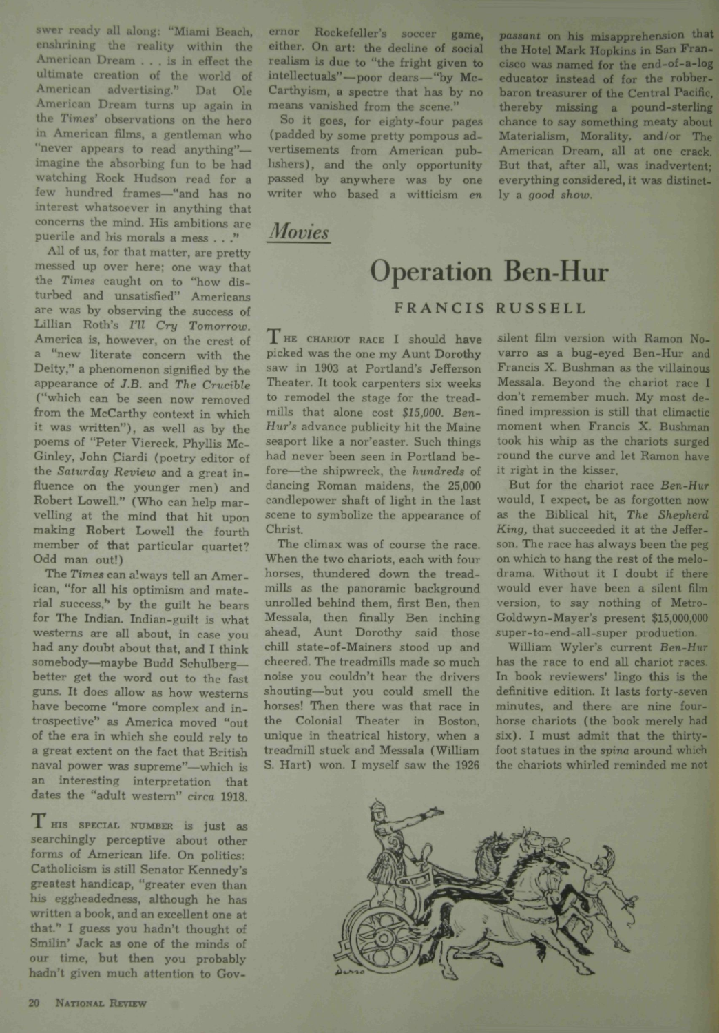swer ready all along: "Miami Beach, enshrining the reality within the American Dream . . . is in effect the ultimate creation of the world of American advertising." Dat Ole American Dream turns up again in the *Times'* observations on the hero in American films, a gentleman who "never appears to read anything"—imagine the absorbing fun to be had watching Rock Hudson read for a few hundred frames—"and has no interest whatsoever in anything that concerns the mind. His ambitions are puerile and his morals a mess . . ."

All of us, for that matter, are pretty messed up over here; one way that the *Times* caught on to "how disturbed and unsatisfied" Americans are was by observing the success of Lillian Roth's *I'll Cry Tomorrow*. America is, however, on the crest of a "new literate concern with the Deity," a phenomenon signified by the appearance of *J.B.* and *The Crucible* ("which can be seen now removed from the McCarthy context in which it was written"), as well as by the poems of "Peter Viereck, Phyllis McGinley, John Ciardi (poetry editor of the *Saturday Review* and a great influence on the younger men) and Robert Lowell." (Who can help marvelling at the mind that hit upon making Robert Lowell the fourth member of that particular quartet? Odd man out!)

The *Times* can always tell an American, "for all his optimism and material success," by the guilt he bears for The Indian. Indian-guilt is what westerns are all about, in case you had any doubt about that, and I think somebody—maybe Budd Schulberg—better get the word out to the fast guns. It does allow as how westerns have become "more complex and introspective" as America moved "out of the era in which she could rely to a great extent on the fact that British naval power was supreme"—which is an interesting interpretation that dates the "adult western" *circa* 1918.

THIS SPECIAL NUMBER is just as searchingly perceptive about other forms of American life. On politics: Catholicism is still Senator Kennedy's greatest handicap, "greater even than his eggheadedness, although he has written a book, and an excellent one at that." I guess you hadn't thought of Smilin' Jack as one of the minds of our time, but then you probably hadn't given much attention to Governor Rockefeller's soccer game, either. On art: the decline of social realism is due to "the fright given to intellectuals"—poor dears—"by McCarthyism, a spectre that has by no means vanished from the scene."

So it goes, for eighty-four pages (padded by some pretty pompous advertisements from American publishers), and the only opportunity passed by anywhere was by one writer who based a witticism *en passant* on his misapprehension that the Hotel Mark Hopkins in San Francisco was named for the end-of-a-log educator instead of for the robber-baron treasurer of the Central Pacific, thereby missing a pound-sterling chance to say something meaty about Materialism, Morality, and/or The American Dream, all at one crack. But that, after all, was inadvertent; everything considered, it was distinctly a *good show*.

## Movies

# Operation Ben-Hur

### FRANCIS RUSSELL

THE CHARIOT RACE I should have picked was the one my Aunt Dorothy saw in 1903 at Portland's Jefferson Theater. It took carpenters six weeks to remodel the stage for the treadmills that alone cost *$15,000*. *Ben-Hur's* advance publicity hit the Maine seaport like a nor'easter. Such things had never been seen in Portland before—the shipwreck, the *hundreds* of dancing Roman maidens, the 25,000 candlepower shaft of light in the last scene to symbolize the appearance of Christ.

The climax was of course the race. When the two chariots, each with four horses, thundered down the treadmills as the panoramic background unrolled behind them, first Ben, then Messala, then finally Ben inching ahead, Aunt Dorothy said those chill state-of-Mainers stood up and cheered. The treadmills made so much noise you couldn't hear the drivers shouting—but you could smell the horses! Then there was that race in the Colonial Theater in Boston, unique in theatrical history, when a treadmill stuck and Messala (William S. Hart) won. I myself saw the 1926 silent film version with Ramon Novarro as a bug-eyed Ben-Hur and Francis X. Bushman as the villainous Messala. Beyond the chariot race I don't remember much. My most defined impression is still that climactic moment when Francis X. Bushman took his whip as the chariots surged round the curve and let Ramon have it right in the kisser.

But for the chariot race *Ben-Hur* would, I expect, be as forgotten now as the Biblical hit, *The Shepherd King*, that succeeded it at the Jefferson. The race has always been the peg on which to hang the rest of the melodrama. Without it I doubt if there would ever have been a silent film version, to say nothing of Metro-Goldwyn-Mayer's present $15,000,000 super-to-end-all-super production.

William Wyler's current *Ben-Hur* has the race to end all chariot races. In book reviewers' lingo this is the definitive edition. It lasts forty-seven minutes, and there are nine four-horse chariots (the book merely had six). I must admit that the thirty-foot statues in the *spina* around which the chariots whirled reminded me not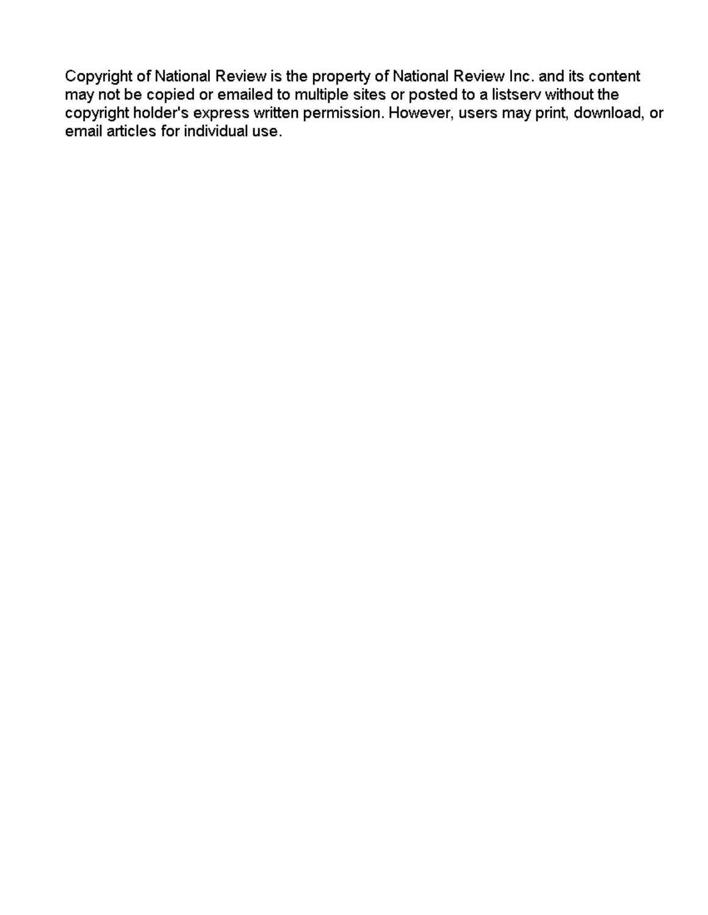Copyright of National Review is the property of National Review Inc. and its content may not be copied or emailed to multiple sites or posted to a listserv without the copyright holder's express written permission. However, users may print, download, or email articles for individual use.